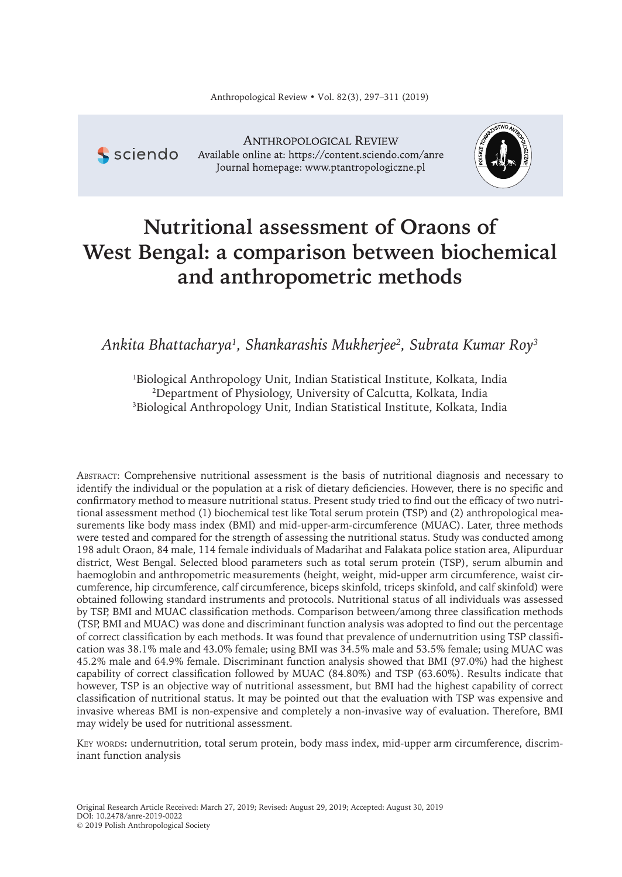# Nutritional assessment of Oraons of West Bengal: a comparison between biochemical and anthropometric methods

*Ankita Bhattacharya[1], Shankarashis Mukherjee[2], Subrata Kumar Roy[3]*

[1]Biological Anthropology Unit, Indian Statistical Institute, Kolkata, India
[2]Department of Physiology, University of Calcutta, Kolkata, India
[3]Biological Anthropology Unit, Indian Statistical Institute, Kolkata, India

Abstract: Comprehensive nutritional assessment is the basis of nutritional diagnosis and necessary to identify the individual or the population at a risk of dietary deficiencies. However, there is no specific and confirmatory method to measure nutritional status. Present study tried to find out the efficacy of two nutritional assessment method (1) biochemical test like Total serum protein (TSP) and (2) anthropological measurements like body mass index (BMI) and mid-upper-arm-circumference (MUAC). Later, three methods were tested and compared for the strength of assessing the nutritional status. Study was conducted among 198 adult Oraon, 84 male, 114 female individuals of Madarihat and Falakata police station area, Alipurduar district, West Bengal. Selected blood parameters such as total serum protein (TSP), serum albumin and haemoglobin and anthropometric measurements (height, weight, mid-upper arm circumference, waist circumference, hip circumference, calf circumference, biceps skinfold, triceps skinfold, and calf skinfold) were obtained following standard instruments and protocols. Nutritional status of all individuals was assessed by TSP, BMI and MUAC classification methods. Comparison between/among three classification methods (TSP, BMI and MUAC) was done and discriminant function analysis was adopted to find out the percentage of correct classification by each methods. It was found that prevalence of undernutrition using TSP classification was 38.1% male and 43.0% female; using BMI was 34.5% male and 53.5% female; using MUAC was 45.2% male and 64.9% female. Discriminant function analysis showed that BMI (97.0%) had the highest capability of correct classification followed by MUAC (84.80%) and TSP (63.60%). Results indicate that however, TSP is an objective way of nutritional assessment, but BMI had the highest capability of correct classification of nutritional status. It may be pointed out that the evaluation with TSP was expensive and invasive whereas BMI is non-expensive and completely a non-invasive way of evaluation. Therefore, BMI may widely be used for nutritional assessment.

Key words: undernutrition, total serum protein, body mass index, mid-upper arm circumference, discriminant function analysis

Original Research Article Received: March 27, 2019; Revised: August 29, 2019; Accepted: August 30, 2019
DOI: 10.2478/anre-2019-0022
© 2019 Polish Anthropological Society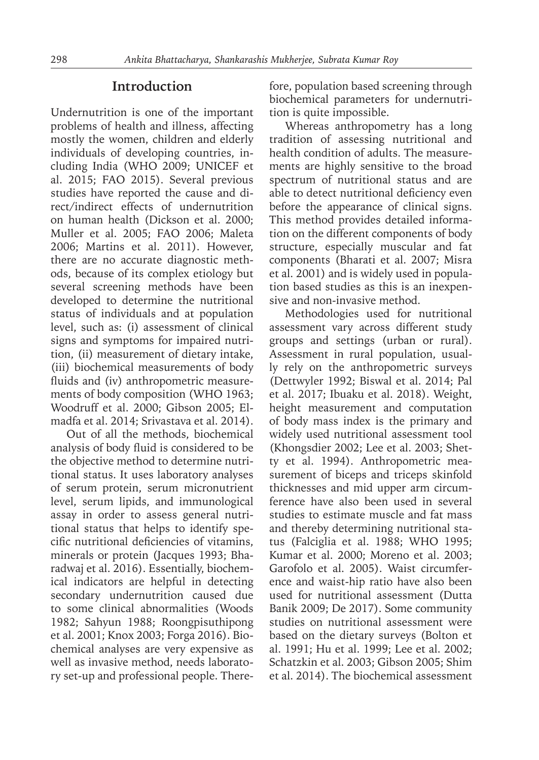## Introduction

Undernutrition is one of the important problems of health and illness, affecting mostly the women, children and elderly individuals of developing countries, including India (WHO 2009; UNICEF et al. 2015; FAO 2015). Several previous studies have reported the cause and direct/indirect effects of undernutrition on human health (Dickson et al. 2000; Muller et al. 2005; FAO 2006; Maleta 2006; Martins et al. 2011). However, there are no accurate diagnostic methods, because of its complex etiology but several screening methods have been developed to determine the nutritional status of individuals and at population level, such as: (i) assessment of clinical signs and symptoms for impaired nutrition, (ii) measurement of dietary intake, (iii) biochemical measurements of body fluids and (iv) anthropometric measurements of body composition (WHO 1963; Woodruff et al. 2000; Gibson 2005; Elmadfa et al. 2014; Srivastava et al. 2014).

Out of all the methods, biochemical analysis of body fluid is considered to be the objective method to determine nutritional status. It uses laboratory analyses of serum protein, serum micronutrient level, serum lipids, and immunological assay in order to assess general nutritional status that helps to identify specific nutritional deficiencies of vitamins, minerals or protein (Jacques 1993; Bharadwaj et al. 2016). Essentially, biochemical indicators are helpful in detecting secondary undernutrition caused due to some clinical abnormalities (Woods 1982; Sahyun 1988; Roongpisuthipong et al. 2001; Knox 2003; Forga 2016). Biochemical analyses are very expensive as well as invasive method, needs laboratory set-up and professional people. Therefore, population based screening through biochemical parameters for undernutrition is quite impossible.

Whereas anthropometry has a long tradition of assessing nutritional and health condition of adults. The measurements are highly sensitive to the broad spectrum of nutritional status and are able to detect nutritional deficiency even before the appearance of clinical signs. This method provides detailed information on the different components of body structure, especially muscular and fat components (Bharati et al. 2007; Misra et al. 2001) and is widely used in population based studies as this is an inexpensive and non-invasive method.

Methodologies used for nutritional assessment vary across different study groups and settings (urban or rural). Assessment in rural population, usually rely on the anthropometric surveys (Dettwyler 1992; Biswal et al. 2014; Pal et al. 2017; Ibuaku et al. 2018). Weight, height measurement and computation of body mass index is the primary and widely used nutritional assessment tool (Khongsdier 2002; Lee et al. 2003; Shetty et al. 1994). Anthropometric measurement of biceps and triceps skinfold thicknesses and mid upper arm circumference have also been used in several studies to estimate muscle and fat mass and thereby determining nutritional status (Falciglia et al. 1988; WHO 1995; Kumar et al. 2000; Moreno et al. 2003; Garofolo et al. 2005). Waist circumference and waist-hip ratio have also been used for nutritional assessment (Dutta Banik 2009; De 2017). Some community studies on nutritional assessment were based on the dietary surveys (Bolton et al. 1991; Hu et al. 1999; Lee et al. 2002; Schatzkin et al. 2003; Gibson 2005; Shim et al. 2014). The biochemical assessment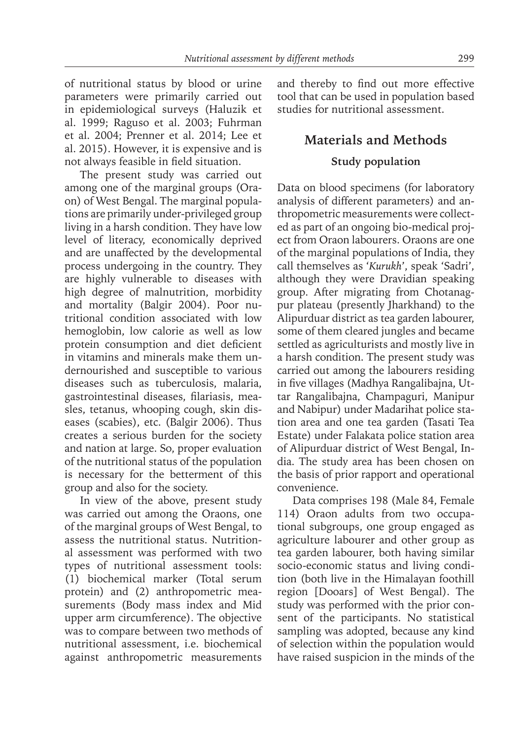of nutritional status by blood or urine parameters were primarily carried out in epidemiological surveys (Haluzik et al. 1999; Raguso et al. 2003; Fuhrman et al. 2004; Prenner et al. 2014; Lee et al. 2015). However, it is expensive and is not always feasible in field situation.

The present study was carried out among one of the marginal groups (Oraon) of West Bengal. The marginal populations are primarily under-privileged group living in a harsh condition. They have low level of literacy, economically deprived and are unaffected by the developmental process undergoing in the country. They are highly vulnerable to diseases with high degree of malnutrition, morbidity and mortality (Balgir 2004). Poor nutritional condition associated with low hemoglobin, low calorie as well as low protein consumption and diet deficient in vitamins and minerals make them undernourished and susceptible to various diseases such as tuberculosis, malaria, gastrointestinal diseases, filariasis, measles, tetanus, whooping cough, skin diseases (scabies), etc. (Balgir 2006). Thus creates a serious burden for the society and nation at large. So, proper evaluation of the nutritional status of the population is necessary for the betterment of this group and also for the society.

In view of the above, present study was carried out among the Oraons, one of the marginal groups of West Bengal, to assess the nutritional status. Nutritional assessment was performed with two types of nutritional assessment tools: (1) biochemical marker (Total serum protein) and (2) anthropometric measurements (Body mass index and Mid upper arm circumference). The objective was to compare between two methods of nutritional assessment, i.e. biochemical against anthropometric measurements and thereby to find out more effective tool that can be used in population based studies for nutritional assessment.

## Materials and Methods

### Study population

Data on blood specimens (for laboratory analysis of different parameters) and anthropometric measurements were collected as part of an ongoing bio-medical project from Oraon labourers. Oraons are one of the marginal populations of India, they call themselves as '*Kurukh*', speak 'Sadri', although they were Dravidian speaking group. After migrating from Chotanagpur plateau (presently Jharkhand) to the Alipurduar district as tea garden labourer, some of them cleared jungles and became settled as agriculturists and mostly live in a harsh condition. The present study was carried out among the labourers residing in five villages (Madhya Rangalibajna, Uttar Rangalibajna, Champaguri, Manipur and Nabipur) under Madarihat police station area and one tea garden (Tasati Tea Estate) under Falakata police station area of Alipurduar district of West Bengal, India. The study area has been chosen on the basis of prior rapport and operational convenience.

Data comprises 198 (Male 84, Female 114) Oraon adults from two occupational subgroups, one group engaged as agriculture labourer and other group as tea garden labourer, both having similar socio-economic status and living condition (both live in the Himalayan foothill region [Dooars] of West Bengal). The study was performed with the prior consent of the participants. No statistical sampling was adopted, because any kind of selection within the population would have raised suspicion in the minds of the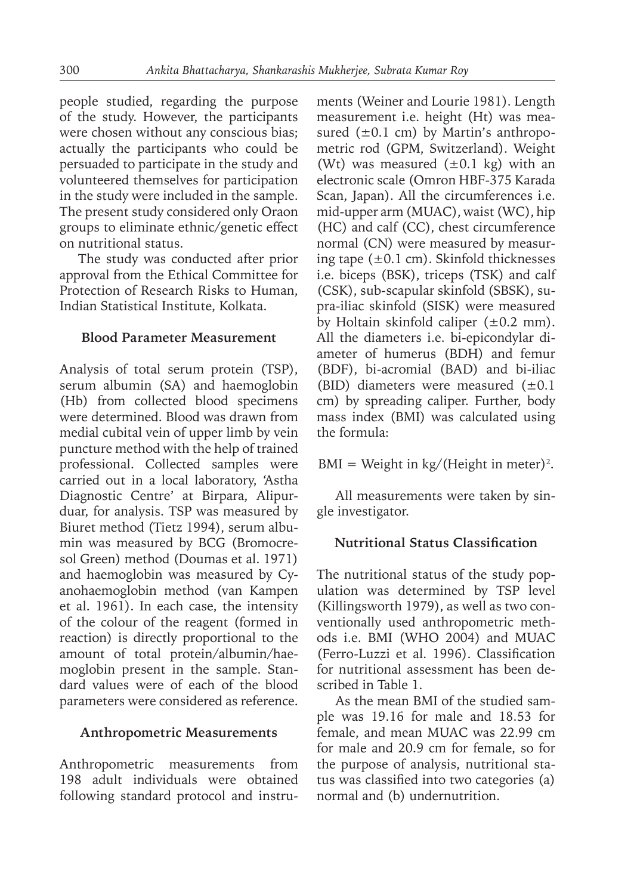people studied, regarding the purpose of the study. However, the participants were chosen without any conscious bias; actually the participants who could be persuaded to participate in the study and volunteered themselves for participation in the study were included in the sample. The present study considered only Oraon groups to eliminate ethnic/genetic effect on nutritional status.

The study was conducted after prior approval from the Ethical Committee for Protection of Research Risks to Human, Indian Statistical Institute, Kolkata.

### Blood Parameter Measurement

Analysis of total serum protein (TSP), serum albumin (SA) and haemoglobin (Hb) from collected blood specimens were determined. Blood was drawn from medial cubital vein of upper limb by vein puncture method with the help of trained professional. Collected samples were carried out in a local laboratory, 'Astha Diagnostic Centre' at Birpara, Alipurduar, for analysis. TSP was measured by Biuret method (Tietz 1994), serum albumin was measured by BCG (Bromocresol Green) method (Doumas et al. 1971) and haemoglobin was measured by Cyanohaemoglobin method (van Kampen et al. 1961). In each case, the intensity of the colour of the reagent (formed in reaction) is directly proportional to the amount of total protein/albumin/haemoglobin present in the sample. Standard values were of each of the blood parameters were considered as reference.

### Anthropometric Measurements

Anthropometric measurements from 198 adult individuals were obtained following standard protocol and instruments (Weiner and Lourie 1981). Length measurement i.e. height (Ht) was measured (±0.1 cm) by Martin's anthropometric rod (GPM, Switzerland). Weight (Wt) was measured (±0.1 kg) with an electronic scale (Omron HBF-375 Karada Scan, Japan). All the circumferences i.e. mid-upper arm (MUAC), waist (WC), hip (HC) and calf (CC), chest circumference normal (CN) were measured by measuring tape (±0.1 cm). Skinfold thicknesses i.e. biceps (BSK), triceps (TSK) and calf (CSK), sub-scapular skinfold (SBSK), supra-iliac skinfold (SISK) were measured by Holtain skinfold caliper (±0.2 mm). All the diameters i.e. bi-epicondylar diameter of humerus (BDH) and femur (BDF), bi-acromial (BAD) and bi-iliac (BID) diameters were measured (±0.1 cm) by spreading caliper. Further, body mass index (BMI) was calculated using the formula:

$$BMI = \text{Weight in kg}/(\text{Height in meter})^2.$$

All measurements were taken by single investigator.

### Nutritional Status Classification

The nutritional status of the study population was determined by TSP level (Killingsworth 1979), as well as two conventionally used anthropometric methods i.e. BMI (WHO 2004) and MUAC (Ferro-Luzzi et al. 1996). Classification for nutritional assessment has been described in Table 1.

As the mean BMI of the studied sample was 19.16 for male and 18.53 for female, and mean MUAC was 22.99 cm for male and 20.9 cm for female, so for the purpose of analysis, nutritional status was classified into two categories (a) normal and (b) undernutrition.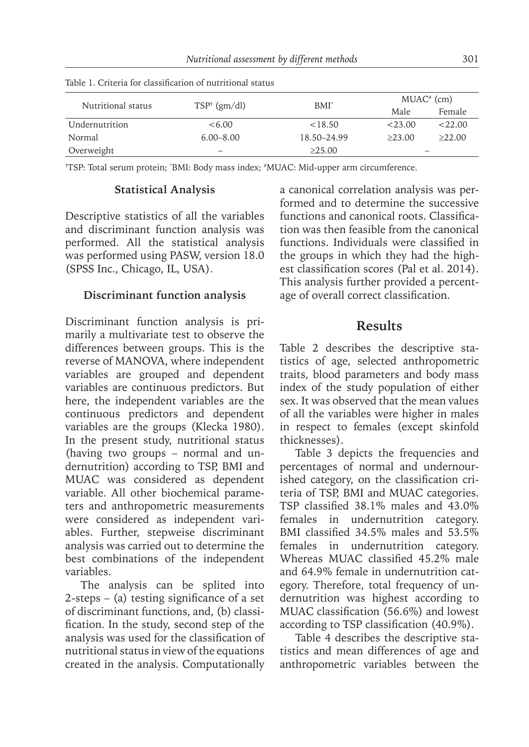Table 1. Criteria for classification of nutritional status

| Nutritional status | TSP[†] (gm/dl) | BMI[*] | MUAC[#] (cm) | |
|---|---|---|---|---|
| | | | Male | Female |
| Undernutrition | <6.00 | <18.50 | <23.00 | <22.00 |
| Normal | 6.00–8.00 | 18.50–24.99 | ≥23.00 | ≥22.00 |
| Overweight | – | ≥25.00 | – | |

[†]TSP: Total serum protein; [*]BMI: Body mass index; [#]MUAC: Mid-upper arm circumference.

### Statistical Analysis

Descriptive statistics of all the variables and discriminant function analysis was performed. All the statistical analysis was performed using PASW, version 18.0 (SPSS Inc., Chicago, IL, USA).

### Discriminant function analysis

Discriminant function analysis is primarily a multivariate test to observe the differences between groups. This is the reverse of MANOVA, where independent variables are grouped and dependent variables are continuous predictors. But here, the independent variables are the continuous predictors and dependent variables are the groups (Klecka 1980). In the present study, nutritional status (having two groups – normal and undernutrition) according to TSP, BMI and MUAC was considered as dependent variable. All other biochemical parameters and anthropometric measurements were considered as independent variables. Further, stepwise discriminant analysis was carried out to determine the best combinations of the independent variables.

The analysis can be splited into 2-steps – (a) testing significance of a set of discriminant functions, and, (b) classification. In the study, second step of the analysis was used for the classification of nutritional status in view of the equations created in the analysis. Computationally a canonical correlation analysis was performed and to determine the successive functions and canonical roots. Classification was then feasible from the canonical functions. Individuals were classified in the groups in which they had the highest classification scores (Pal et al. 2014). This analysis further provided a percentage of overall correct classification.

## Results

Table 2 describes the descriptive statistics of age, selected anthropometric traits, blood parameters and body mass index of the study population of either sex. It was observed that the mean values of all the variables were higher in males in respect to females (except skinfold thicknesses).

Table 3 depicts the frequencies and percentages of normal and undernourished category, on the classification criteria of TSP, BMI and MUAC categories. TSP classified 38.1% males and 43.0% females in undernutrition category. BMI classified 34.5% males and 53.5% females in undernutrition category. Whereas MUAC classified 45.2% male and 64.9% female in undernutrition category. Therefore, total frequency of undernutrition was highest according to MUAC classification (56.6%) and lowest according to TSP classification (40.9%).

Table 4 describes the descriptive statistics and mean differences of age and anthropometric variables between the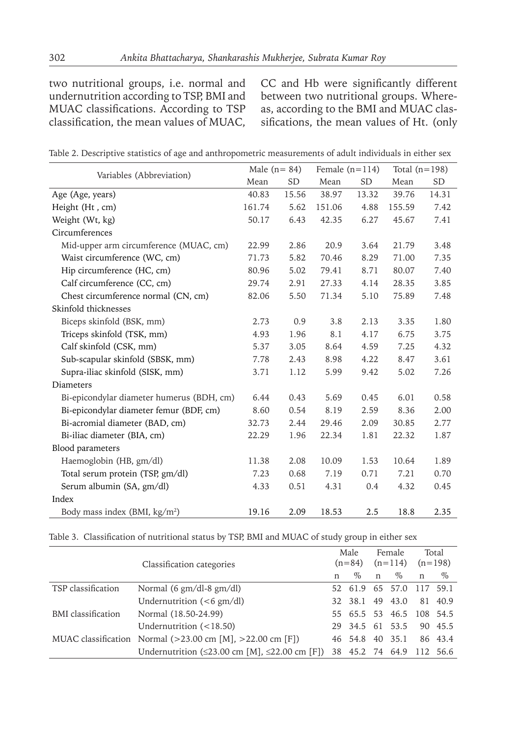two nutritional groups, i.e. normal and undernutrition according to TSP, BMI and MUAC classifications. According to TSP classification, the mean values of MUAC, CC and Hb were significantly different between two nutritional groups. Whereas, according to the BMI and MUAC classifications, the mean values of Ht. (only

Table 2. Descriptive statistics of age and anthropometric measurements of adult individuals in either sex

| Variables (Abbreviation) | Male (n= 84) | | Female (n=114) | | Total (n=198) | |
|---|---|---|---|---|---|---|
| | Mean | SD | Mean | SD | Mean | SD |
| Age (Age, years) | 40.83 | 15.56 | 38.97 | 13.32 | 39.76 | 14.31 |
| Height (Ht , cm) | 161.74 | 5.62 | 151.06 | 4.88 | 155.59 | 7.42 |
| Weight (Wt, kg) | 50.17 | 6.43 | 42.35 | 6.27 | 45.67 | 7.41 |
| Circumferences | | | | | | |
| Mid-upper arm circumference (MUAC, cm) | 22.99 | 2.86 | 20.9 | 3.64 | 21.79 | 3.48 |
| Waist circumference (WC, cm) | 71.73 | 5.82 | 70.46 | 8.29 | 71.00 | 7.35 |
| Hip circumference (HC, cm) | 80.96 | 5.02 | 79.41 | 8.71 | 80.07 | 7.40 |
| Calf circumference (CC, cm) | 29.74 | 2.91 | 27.33 | 4.14 | 28.35 | 3.85 |
| Chest circumference normal (CN, cm) | 82.06 | 5.50 | 71.34 | 5.10 | 75.89 | 7.48 |
| Skinfold thicknesses | | | | | | |
| Biceps skinfold (BSK, mm) | 2.73 | 0.9 | 3.8 | 2.13 | 3.35 | 1.80 |
| Triceps skinfold (TSK, mm) | 4.93 | 1.96 | 8.1 | 4.17 | 6.75 | 3.75 |
| Calf skinfold (CSK, mm) | 5.37 | 3.05 | 8.64 | 4.59 | 7.25 | 4.32 |
| Sub-scapular skinfold (SBSK, mm) | 7.78 | 2.43 | 8.98 | 4.22 | 8.47 | 3.61 |
| Supra-iliac skinfold (SISK, mm) | 3.71 | 1.12 | 5.99 | 9.42 | 5.02 | 7.26 |
| Diameters | | | | | | |
| Bi-epicondylar diameter humerus (BDH, cm) | 6.44 | 0.43 | 5.69 | 0.45 | 6.01 | 0.58 |
| Bi-epicondylar diameter femur (BDF, cm) | 8.60 | 0.54 | 8.19 | 2.59 | 8.36 | 2.00 |
| Bi-acromial diameter (BAD, cm) | 32.73 | 2.44 | 29.46 | 2.09 | 30.85 | 2.77 |
| Bi-iliac diameter (BIA, cm) | 22.29 | 1.96 | 22.34 | 1.81 | 22.32 | 1.87 |
| Blood parameters | | | | | | |
| Haemoglobin (HB, gm/dl) | 11.38 | 2.08 | 10.09 | 1.53 | 10.64 | 1.89 |
| Total serum protein (TSP, gm/dl) | 7.23 | 0.68 | 7.19 | 0.71 | 7.21 | 0.70 |
| Serum albumin (SA, gm/dl) | 4.33 | 0.51 | 4.31 | 0.4 | 4.32 | 0.45 |
| Index | | | | | | |
| Body mass index (BMI, kg/m²) | 19.16 | 2.09 | 18.53 | 2.5 | 18.8 | 2.35 |

Table 3. Classification of nutritional status by TSP, BMI and MUAC of study group in either sex

| Classification categories | | Male (n=84) | | Female (n=114) | | Total (n=198) | |
|---|---|---|---|---|---|---|---|
| | | n | % | n | % | n | % |
| TSP classification | Normal (6 gm/dl-8 gm/dl) | 52 | 61.9 | 65 | 57.0 | 117 | 59.1 |
| | Undernutrition (<6 gm/dl) | 32 | 38.1 | 49 | 43.0 | 81 | 40.9 |
| BMI classification | Normal (18.50-24.99) | 55 | 65.5 | 53 | 46.5 | 108 | 54.5 |
| | Undernutrition (<18.50) | 29 | 34.5 | 61 | 53.5 | 90 | 45.5 |
| MUAC classification | Normal (>23.00 cm [M], >22.00 cm [F]) | 46 | 54.8 | 40 | 35.1 | 86 | 43.4 |
| | Undernutrition (≤23.00 cm [M], ≤22.00 cm [F]) | 38 | 45.2 | 74 | 64.9 | 112 | 56.6 |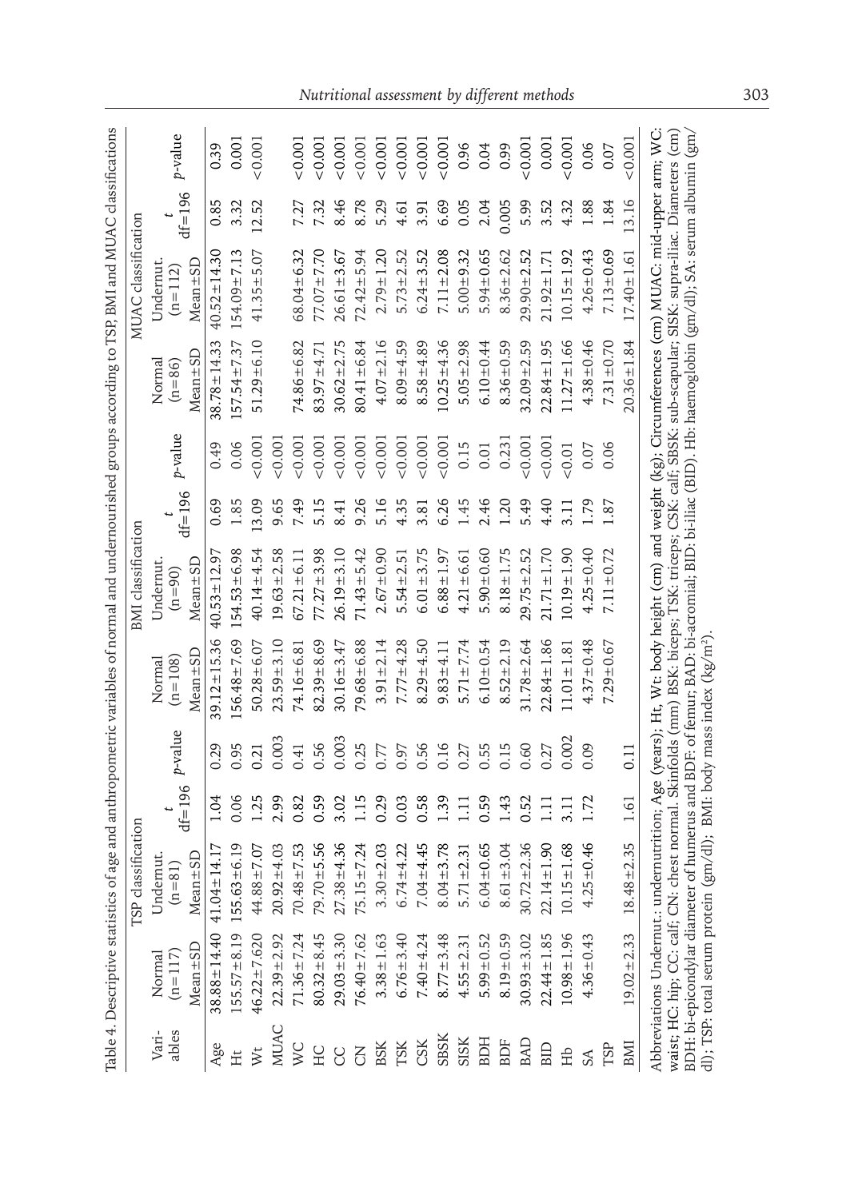Table 4. Descriptive statistics of age and anthropometric variables of normal and undernourished groups according to TSP, BMI and MUAC classifications

| Variables | TSP classification | | | | BMI classification | | | | MUAC classification | | | |
|---|---|---|---|---|---|---|---|---|---|---|---|---|
| | Normal (n=117) Mean±SD | Undernut. (n=81) Mean±SD | t df=196 | p-value | Normal (n=108) Mean±SD | Undernut. (n=90) Mean±SD | t df=196 | p-value | Normal (n=86) Mean±SD | Undernut. (n=112) Mean±SD | t df=196 | p-value |
| Age | 38.88±14.40 | 41.04±14.17 | 1.04 | 0.29 | 39.12±15.36 | 40.53±12.97 | 0.69 | 0.49 | 38.78±14.33 | 40.52±14.30 | 0.85 | 0.39 |
| Ht | 155.57±8.19 | 155.63±6.19 | 0.06 | 0.95 | 156.48±7.69 | 154.53±6.98 | 1.85 | 0.06 | 157.54±7.37 | 154.09±7.13 | 3.32 | 0.001 |
| Wt | 46.22±7.620 | 44.88±7.07 | 1.25 | 0.21 | 50.28±6.07 | 40.14±4.54 | 13.09 | <0.001 | 51.29±6.10 | 41.35±5.07 | 12.52 | <0.001 |
| MUAC | 22.39±2.92 | 20.92±4.03 | 2.99 | 0.003 | 23.59±3.10 | 19.63±2.58 | 9.65 | <0.001 | | | | |
| WC | 71.36±7.24 | 70.48±7.53 | 0.82 | 0.41 | 74.16±6.81 | 67.21±6.11 | 7.49 | <0.001 | 74.86±6.82 | 68.04±6.32 | 7.27 | <0.001 |
| HC | 80.32±8.45 | 79.70±5.56 | 0.59 | 0.56 | 82.39±8.69 | 77.27±3.98 | 5.15 | <0.001 | 83.97±4.71 | 77.07±7.70 | 7.32 | <0.001 |
| CC | 29.03±3.30 | 27.38±4.36 | 3.02 | 0.003 | 30.16±3.47 | 26.19±3.10 | 8.41 | <0.001 | 30.62±2.75 | 26.61±3.67 | 8.46 | <0.001 |
| CN | 76.40±7.62 | 75.15±7.24 | 1.15 | 0.25 | 79.68±6.88 | 71.43±5.42 | 9.26 | <0.001 | 80.41±6.84 | 72.42±5.94 | 8.78 | <0.001 |
| BSK | 3.38±1.63 | 3.30±2.03 | 0.29 | 0.77 | 3.91±2.14 | 2.67±0.90 | 5.16 | <0.001 | 4.07±2.16 | 2.79±1.20 | 5.29 | <0.001 |
| TSK | 6.76±3.40 | 6.74±4.22 | 0.03 | 0.97 | 7.77±4.28 | 5.54±2.51 | 4.35 | <0.001 | 8.09±4.59 | 5.73±2.52 | 4.61 | <0.001 |
| CSK | 7.40±4.24 | 7.04±4.45 | 0.58 | 0.56 | 8.29±4.50 | 6.01±3.75 | 3.81 | <0.001 | 8.58±4.89 | 6.24±3.52 | 3.91 | <0.001 |
| SBSK | 8.77±3.48 | 8.04±3.78 | 1.39 | 0.16 | 9.83±4.11 | 6.88±1.97 | 6.26 | <0.001 | 10.25±4.36 | 7.11±2.08 | 6.69 | <0.001 |
| SISK | 4.55±2.31 | 5.71±2.31 | 1.11 | 0.27 | 5.71±7.74 | 4.21±6.61 | 1.45 | 0.15 | 5.05±2.98 | 5.00±9.32 | 0.05 | 0.96 |
| BDH | 5.99±0.52 | 6.04±0.65 | 0.59 | 0.55 | 6.10±0.54 | 5.90±0.60 | 2.46 | 0.01 | 6.10±0.44 | 5.94±0.65 | 2.04 | 0.04 |
| BDF | 8.19±0.59 | 8.61±3.04 | 1.43 | 0.15 | 8.52±2.19 | 8.18±1.75 | 1.20 | 0.231 | 8.36±0.59 | 8.36±2.62 | 0.005 | 0.99 |
| BAD | 30.93±3.02 | 30.72±2.36 | 0.52 | 0.60 | 31.78±2.64 | 29.75±2.52 | 5.49 | <0.001 | 32.09±2.59 | 29.90±2.52 | 5.99 | <0.001 |
| BID | 22.44±1.85 | 22.14±1.90 | 1.11 | 0.27 | 22.84±1.86 | 21.71±1.70 | 4.40 | <0.001 | 22.84±1.95 | 21.92±1.71 | 3.52 | 0.001 |
| Hb | 10.98±1.96 | 10.15±1.68 | 3.11 | 0.002 | 11.01±1.81 | 10.19±1.90 | 3.11 | <0.01 | 11.27±1.66 | 10.15±1.92 | 4.32 | <0.001 |
| SA | 4.36±0.43 | 4.25±0.46 | 1.72 | 0.09 | 4.37±0.48 | 4.25±0.40 | 1.79 | 0.07 | 4.38±0.46 | 4.26±0.43 | 1.88 | 0.06 |
| TSP | | | | | 7.29±0.67 | 7.11±0.72 | 1.87 | 0.06 | 7.31±0.70 | 7.13±0.69 | 1.84 | 0.07 |
| BMI | 19.02±2.33 | 18.48±2.35 | 1.61 | 0.11 | | | | | 20.36±1.84 | 17.40±1.61 | 13.16 | <0.001 |

Abbreviations Undernut.: undernutrition; Age (years); Ht, Wt: body height (cm) and weight (kg); Circumferences (cm) MUAC: mid-upper arm; WC: waist; HC: hip; CC: calf; CN: chest normal. Skinfolds (mm) BSK: biceps; TSK: triceps; CSK: calf; SBSK: sub-scapular; SISK: supra-iliac. Diameters (cm) BDH: bi-epicondylar diameter of humerus and BDF: of femur; BAD: bi-acromial; BID: bi-iliac (BID). Hb: haemoglobin (gm/dl); SA: serum albumin (gm/dl); TSP: total serum protein (gm/dl); BMI: body mass index (kg/m²).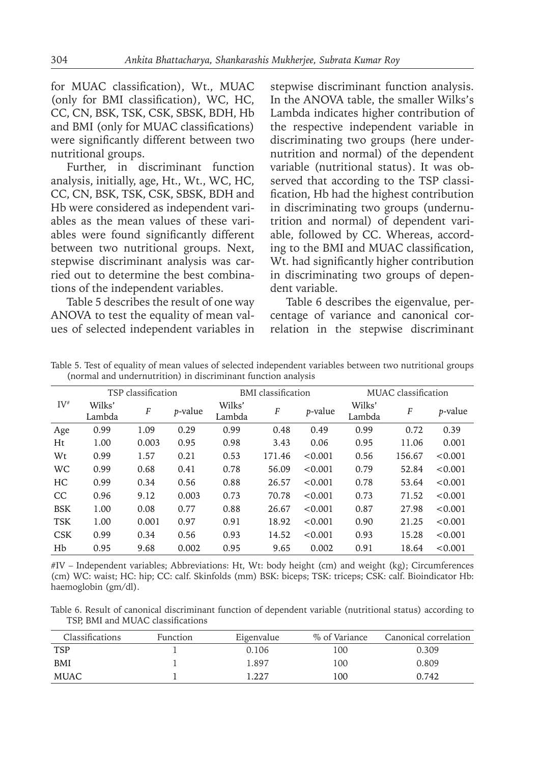for MUAC classification), Wt., MUAC (only for BMI classification), WC, HC, CC, CN, BSK, TSK, CSK, SBSK, BDH, Hb and BMI (only for MUAC classifications) were significantly different between two nutritional groups.

Further, in discriminant function analysis, initially, age, Ht., Wt., WC, HC, CC, CN, BSK, TSK, CSK, SBSK, BDH and Hb were considered as independent variables as the mean values of these variables were found significantly different between two nutritional groups. Next, stepwise discriminant analysis was carried out to determine the best combinations of the independent variables.

Table 5 describes the result of one way ANOVA to test the equality of mean values of selected independent variables in stepwise discriminant function analysis. In the ANOVA table, the smaller Wilks's Lambda indicates higher contribution of the respective independent variable in discriminating two groups (here undernutrition and normal) of the dependent variable (nutritional status). It was observed that according to the TSP classification, Hb had the highest contribution in discriminating two groups (undernutrition and normal) of dependent variable, followed by CC. Whereas, according to the BMI and MUAC classification, Wt. had significantly higher contribution in discriminating two groups of dependent variable.

Table 6 describes the eigenvalue, percentage of variance and canonical correlation in the stepwise discriminant

Table 5. Test of equality of mean values of selected independent variables between two nutritional groups (normal and undernutrition) in discriminant function analysis

| IV# | TSP classification | | | BMI classification | | | MUAC classification | | |
|---|---|---|---|---|---|---|---|---|---|
| | Wilks' Lambda | *F* | *p*-value | Wilks' Lambda | *F* | *p*-value | Wilks' Lambda | *F* | *p*-value |
| Age | 0.99 | 1.09 | 0.29 | 0.99 | 0.48 | 0.49 | 0.99 | 0.72 | 0.39 |
| Ht | 1.00 | 0.003 | 0.95 | 0.98 | 3.43 | 0.06 | 0.95 | 11.06 | 0.001 |
| Wt | 0.99 | 1.57 | 0.21 | 0.53 | 171.46 | <0.001 | 0.56 | 156.67 | <0.001 |
| WC | 0.99 | 0.68 | 0.41 | 0.78 | 56.09 | <0.001 | 0.79 | 52.84 | <0.001 |
| HC | 0.99 | 0.34 | 0.56 | 0.88 | 26.57 | <0.001 | 0.78 | 53.64 | <0.001 |
| CC | 0.96 | 9.12 | 0.003 | 0.73 | 70.78 | <0.001 | 0.73 | 71.52 | <0.001 |
| BSK | 1.00 | 0.08 | 0.77 | 0.88 | 26.67 | <0.001 | 0.87 | 27.98 | <0.001 |
| TSK | 1.00 | 0.001 | 0.97 | 0.91 | 18.92 | <0.001 | 0.90 | 21.25 | <0.001 |
| CSK | 0.99 | 0.34 | 0.56 | 0.93 | 14.52 | <0.001 | 0.93 | 15.28 | <0.001 |
| Hb | 0.95 | 9.68 | 0.002 | 0.95 | 9.65 | 0.002 | 0.91 | 18.64 | <0.001 |

#IV – Independent variables; Abbreviations: Ht, Wt: body height (cm) and weight (kg); Circumferences (cm) WC: waist; HC: hip; CC: calf. Skinfolds (mm) BSK: biceps; TSK: triceps; CSK: calf. Bioindicator Hb: haemoglobin (gm/dl).

Table 6. Result of canonical discriminant function of dependent variable (nutritional status) according to TSP, BMI and MUAC classifications

| Classifications | Function | Eigenvalue | % of Variance | Canonical correlation |
|---|---|---|---|---|
| TSP | 1 | 0.106 | 100 | 0.309 |
| BMI | 1 | 1.897 | 100 | 0.809 |
| MUAC | 1 | 1.227 | 100 | 0.742 |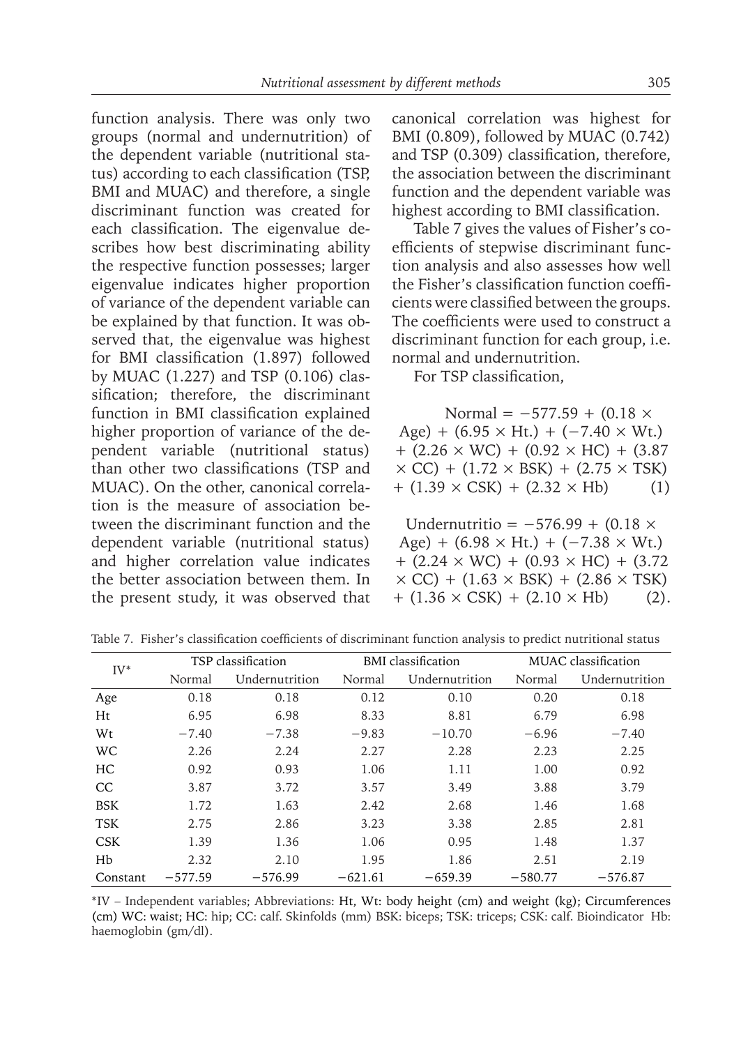function analysis. There was only two groups (normal and undernutrition) of the dependent variable (nutritional status) according to each classification (TSP, BMI and MUAC) and therefore, a single discriminant function was created for each classification. The eigenvalue describes how best discriminating ability the respective function possesses; larger eigenvalue indicates higher proportion of variance of the dependent variable can be explained by that function. It was observed that, the eigenvalue was highest for BMI classification (1.897) followed by MUAC (1.227) and TSP (0.106) classification; therefore, the discriminant function in BMI classification explained higher proportion of variance of the dependent variable (nutritional status) than other two classifications (TSP and MUAC). On the other, canonical correlation is the measure of association between the discriminant function and the dependent variable (nutritional status) and higher correlation value indicates the better association between them. In the present study, it was observed that canonical correlation was highest for BMI (0.809), followed by MUAC (0.742) and TSP (0.309) classification, therefore, the association between the discriminant function and the dependent variable was highest according to BMI classification.

Table 7 gives the values of Fisher's coefficients of stepwise discriminant function analysis and also assesses how well the Fisher's classification function coefficients were classified between the groups. The coefficients were used to construct a discriminant function for each group, i.e. normal and undernutrition.

For TSP classification,

$$\text{Normal} = -577.59 + (0.18 \times \text{Age}) + (6.95 \times \text{Ht.}) + (-7.40 \times \text{Wt.}) + (2.26 \times \text{WC}) + (0.92 \times \text{HC}) + (3.87 \times \text{CC}) + (1.72 \times \text{BSK}) + (2.75 \times \text{TSK}) + (1.39 \times \text{CSK}) + (2.32 \times \text{Hb}) \quad (1)$$

$$\text{Undernutritio} = -576.99 + (0.18 \times \text{Age}) + (6.98 \times \text{Ht.}) + (-7.38 \times \text{Wt.}) + (2.24 \times \text{WC}) + (0.93 \times \text{HC}) + (3.72 \times \text{CC}) + (1.63 \times \text{BSK}) + (2.86 \times \text{TSK}) + (1.36 \times \text{CSK}) + (2.10 \times \text{Hb}) \quad (2).$$

Table 7. Fisher's classification coefficients of discriminant function analysis to predict nutritional status

| IV* | TSP classification | | BMI classification | | MUAC classification | |
|---|---|---|---|---|---|---|
| | Normal | Undernutrition | Normal | Undernutrition | Normal | Undernutrition |
| Age | 0.18 | 0.18 | 0.12 | 0.10 | 0.20 | 0.18 |
| Ht | 6.95 | 6.98 | 8.33 | 8.81 | 6.79 | 6.98 |
| Wt | −7.40 | −7.38 | −9.83 | −10.70 | −6.96 | −7.40 |
| WC | 2.26 | 2.24 | 2.27 | 2.28 | 2.23 | 2.25 |
| HC | 0.92 | 0.93 | 1.06 | 1.11 | 1.00 | 0.92 |
| CC | 3.87 | 3.72 | 3.57 | 3.49 | 3.88 | 3.79 |
| BSK | 1.72 | 1.63 | 2.42 | 2.68 | 1.46 | 1.68 |
| TSK | 2.75 | 2.86 | 3.23 | 3.38 | 2.85 | 2.81 |
| CSK | 1.39 | 1.36 | 1.06 | 0.95 | 1.48 | 1.37 |
| Hb | 2.32 | 2.10 | 1.95 | 1.86 | 2.51 | 2.19 |
| Constant | −577.59 | −576.99 | −621.61 | −659.39 | −580.77 | −576.87 |

*IV – Independent variables; Abbreviations: Ht, Wt: body height (cm) and weight (kg); Circumferences (cm) WC: waist; HC: hip; CC: calf. Skinfolds (mm) BSK: biceps; TSK: triceps; CSK: calf. Bioindicator Hb: haemoglobin (gm/dl).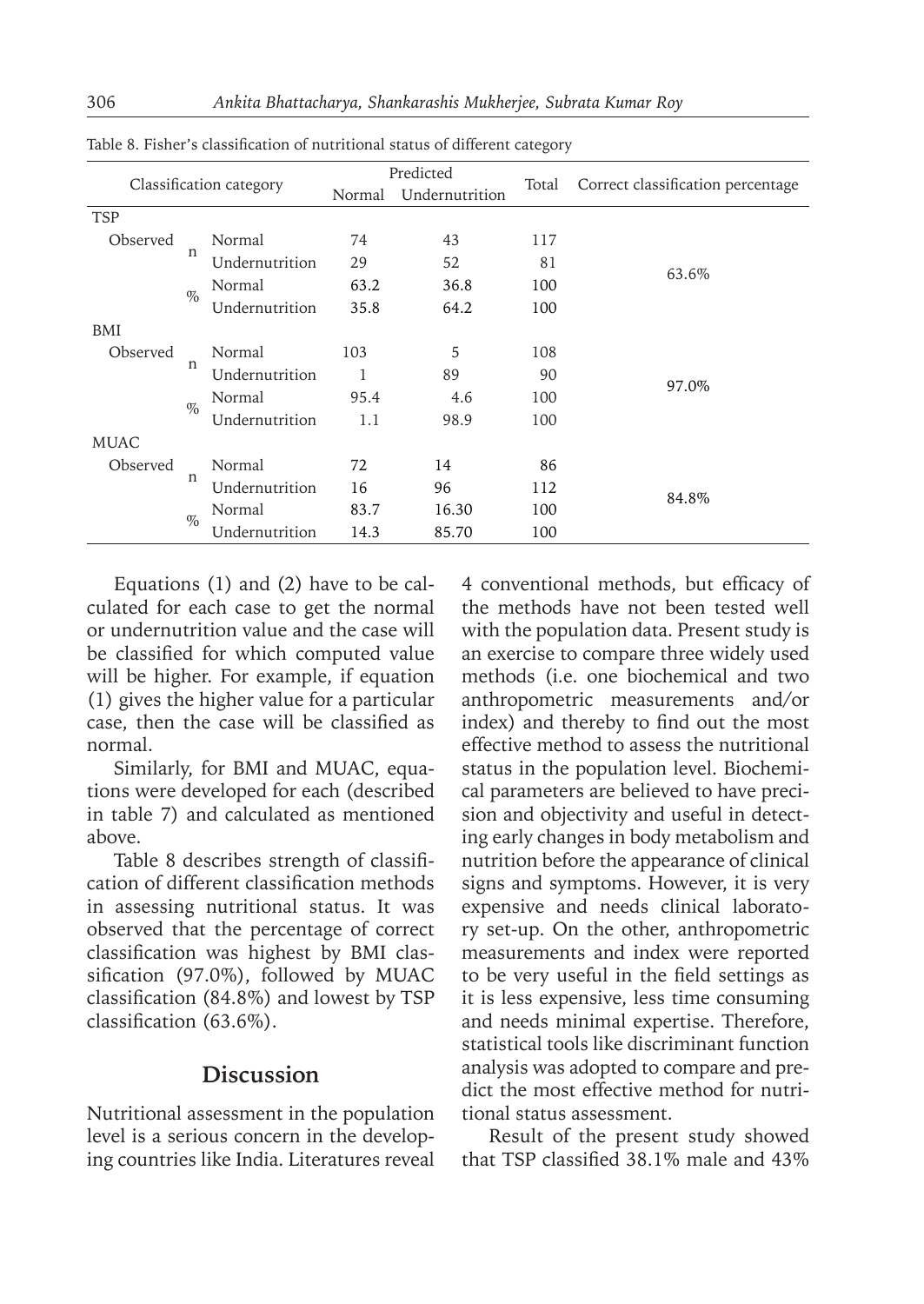Table 8. Fisher's classification of nutritional status of different category

| Classification category | | | Predicted | | Total | Correct classification percentage |
|---|---|---|---|---|---|---|
| | | | Normal | Undernutrition | | |
| TSP | | | | | | |
| Observed | n | Normal | 74 | 43 | 117 | 63.6% |
| | | Undernutrition | 29 | 52 | 81 | |
| | % | Normal | 63.2 | 36.8 | 100 | |
| | | Undernutrition | 35.8 | 64.2 | 100 | |
| BMI | | | | | | |
| Observed | n | Normal | 103 | 5 | 108 | 97.0% |
| | | Undernutrition | 1 | 89 | 90 | |
| | % | Normal | 95.4 | 4.6 | 100 | |
| | | Undernutrition | 1.1 | 98.9 | 100 | |
| MUAC | | | | | | |
| Observed | n | Normal | 72 | 14 | 86 | 84.8% |
| | | Undernutrition | 16 | 96 | 112 | |
| | % | Normal | 83.7 | 16.30 | 100 | |
| | | Undernutrition | 14.3 | 85.70 | 100 | |

Equations (1) and (2) have to be calculated for each case to get the normal or undernutrition value and the case will be classified for which computed value will be higher. For example, if equation (1) gives the higher value for a particular case, then the case will be classified as normal.

Similarly, for BMI and MUAC, equations were developed for each (described in table 7) and calculated as mentioned above.

Table 8 describes strength of classification of different classification methods in assessing nutritional status. It was observed that the percentage of correct classification was highest by BMI classification (97.0%), followed by MUAC classification (84.8%) and lowest by TSP classification (63.6%).

## Discussion

Nutritional assessment in the population level is a serious concern in the developing countries like India. Literatures reveal 4 conventional methods, but efficacy of the methods have not been tested well with the population data. Present study is an exercise to compare three widely used methods (i.e. one biochemical and two anthropometric measurements and/or index) and thereby to find out the most effective method to assess the nutritional status in the population level. Biochemical parameters are believed to have precision and objectivity and useful in detecting early changes in body metabolism and nutrition before the appearance of clinical signs and symptoms. However, it is very expensive and needs clinical laboratory set-up. On the other, anthropometric measurements and index were reported to be very useful in the field settings as it is less expensive, less time consuming and needs minimal expertise. Therefore, statistical tools like discriminant function analysis was adopted to compare and predict the most effective method for nutritional status assessment.

Result of the present study showed that TSP classified 38.1% male and 43%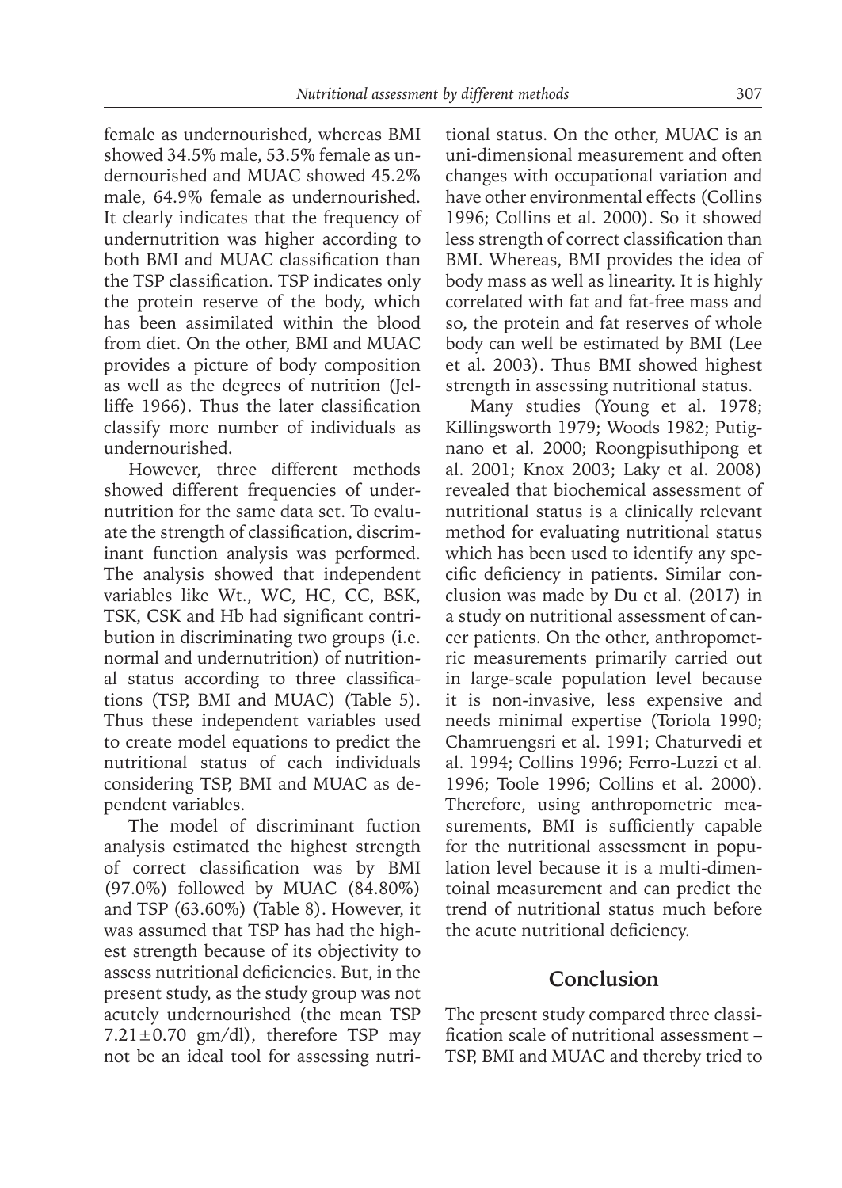female as undernourished, whereas BMI showed 34.5% male, 53.5% female as undernourished and MUAC showed 45.2% male, 64.9% female as undernourished. It clearly indicates that the frequency of undernutrition was higher according to both BMI and MUAC classification than the TSP classification. TSP indicates only the protein reserve of the body, which has been assimilated within the blood from diet. On the other, BMI and MUAC provides a picture of body composition as well as the degrees of nutrition (Jelliffe 1966). Thus the later classification classify more number of individuals as undernourished.

However, three different methods showed different frequencies of undernutrition for the same data set. To evaluate the strength of classification, discriminant function analysis was performed. The analysis showed that independent variables like Wt., WC, HC, CC, BSK, TSK, CSK and Hb had significant contribution in discriminating two groups (i.e. normal and undernutrition) of nutritional status according to three classifications (TSP, BMI and MUAC) (Table 5). Thus these independent variables used to create model equations to predict the nutritional status of each individuals considering TSP, BMI and MUAC as dependent variables.

The model of discriminant fuction analysis estimated the highest strength of correct classification was by BMI (97.0%) followed by MUAC (84.80%) and TSP (63.60%) (Table 8). However, it was assumed that TSP has had the highest strength because of its objectivity to assess nutritional deficiencies. But, in the present study, as the study group was not acutely undernourished (the mean TSP 7.21±0.70 gm/dl), therefore TSP may not be an ideal tool for assessing nutritional status. On the other, MUAC is an uni-dimensional measurement and often changes with occupational variation and have other environmental effects (Collins 1996; Collins et al. 2000). So it showed less strength of correct classification than BMI. Whereas, BMI provides the idea of body mass as well as linearity. It is highly correlated with fat and fat-free mass and so, the protein and fat reserves of whole body can well be estimated by BMI (Lee et al. 2003). Thus BMI showed highest strength in assessing nutritional status.

Many studies (Young et al. 1978; Killingsworth 1979; Woods 1982; Putignano et al. 2000; Roongpisuthipong et al. 2001; Knox 2003; Laky et al. 2008) revealed that biochemical assessment of nutritional status is a clinically relevant method for evaluating nutritional status which has been used to identify any specific deficiency in patients. Similar conclusion was made by Du et al. (2017) in a study on nutritional assessment of cancer patients. On the other, anthropometric measurements primarily carried out in large-scale population level because it is non-invasive, less expensive and needs minimal expertise (Toriola 1990; Chamruengsri et al. 1991; Chaturvedi et al. 1994; Collins 1996; Ferro-Luzzi et al. 1996; Toole 1996; Collins et al. 2000). Therefore, using anthropometric measurements, BMI is sufficiently capable for the nutritional assessment in population level because it is a multi-dimentoinal measurement and can predict the trend of nutritional status much before the acute nutritional deficiency.

## Conclusion

The present study compared three classification scale of nutritional assessment – TSP, BMI and MUAC and thereby tried to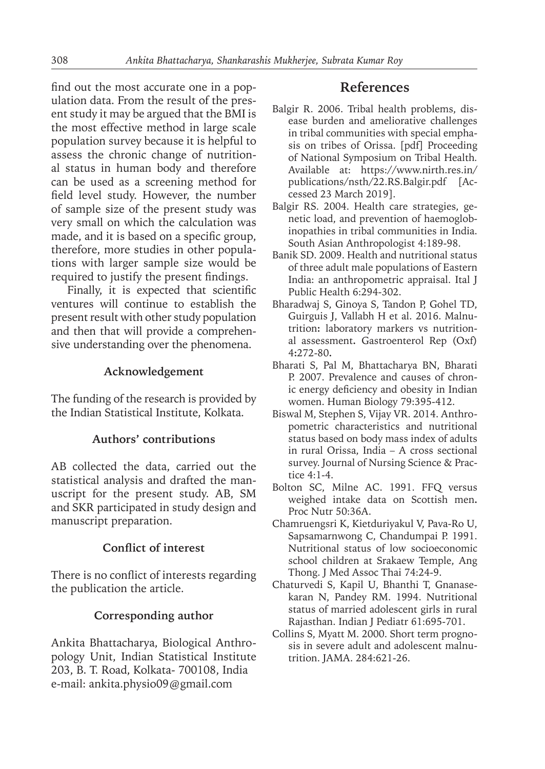find out the most accurate one in a population data. From the result of the present study it may be argued that the BMI is the most effective method in large scale population survey because it is helpful to assess the chronic change of nutritional status in human body and therefore can be used as a screening method for field level study. However, the number of sample size of the present study was very small on which the calculation was made, and it is based on a specific group, therefore, more studies in other populations with larger sample size would be required to justify the present findings.

Finally, it is expected that scientific ventures will continue to establish the present result with other study population and then that will provide a comprehensive understanding over the phenomena.

### Acknowledgement

The funding of the research is provided by the Indian Statistical Institute, Kolkata.

### Authors' contributions

AB collected the data, carried out the statistical analysis and drafted the manuscript for the present study. AB, SM and SKR participated in study design and manuscript preparation.

### Conflict of interest

There is no conflict of interests regarding the publication the article.

### Corresponding author

Ankita Bhattacharya, Biological Anthropology Unit, Indian Statistical Institute 203, B. T. Road, Kolkata- 700108, India
e-mail: ankita.physio09@gmail.com

## References

Balgir R. 2006. Tribal health problems, disease burden and ameliorative challenges in tribal communities with special emphasis on tribes of Orissa. [pdf] Proceeding of National Symposium on Tribal Health. Available at: https://www.nirth.res.in/publications/nsth/22.RS.Balgir.pdf [Accessed 23 March 2019].

Balgir RS. 2004. Health care strategies, genetic load, and prevention of haemoglobinopathies in tribal communities in India. South Asian Anthropologist 4:189-98.

Banik SD. 2009. Health and nutritional status of three adult male populations of Eastern India: an anthropometric appraisal. Ital J Public Health 6:294-302.

Bharadwaj S, Ginoya S, Tandon P, Gohel TD, Guirguis J, Vallabh H et al. 2016. Malnutrition**:** laboratory markers vs nutritional assessment**.** Gastroenterol Rep (Oxf) 4**:**272-80**.**

Bharati S, Pal M, Bhattacharya BN, Bharati P. 2007. Prevalence and causes of chronic energy deficiency and obesity in Indian women. Human Biology 79:395-412.

Biswal M, Stephen S, Vijay VR. 2014. Anthropometric characteristics and nutritional status based on body mass index of adults in rural Orissa, India – A cross sectional survey. Journal of Nursing Science & Practice 4:1-4.

Bolton SC, Milne AC. 1991. FFQ versus weighed intake data on Scottish men**.** Proc Nutr 50:36A.

Chamruengsri K, Kietduriyakul V, Pava-Ro U, Sapsamarnwong C, Chandumpai P. 1991. Nutritional status of low socioeconomic school children at Srakaew Temple, Ang Thong. J Med Assoc Thai 74:24-9.

Chaturvedi S, Kapil U, Bhanthi T, Gnanasekaran N, Pandey RM. 1994. Nutritional status of married adolescent girls in rural Rajasthan. Indian J Pediatr 61:695-701.

Collins S, Myatt M. 2000. Short term prognosis in severe adult and adolescent malnutrition. JAMA. 284:621-26.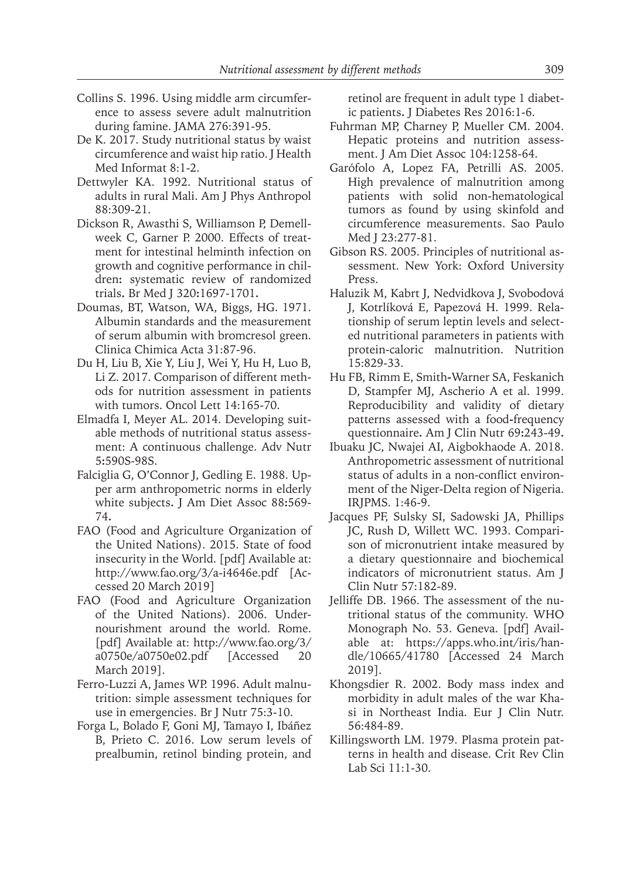Collins S. 1996. Using middle arm circumference to assess severe adult malnutrition during famine. JAMA 276:391-95.

De K. 2017. Study nutritional status by waist circumference and waist hip ratio. J Health Med Informat 8:1-2.

Dettwyler KA. 1992. Nutritional status of adults in rural Mali. Am J Phys Anthropol 88:309-21.

Dickson R, Awasthi S, Williamson P, Demellweek C, Garner P. 2000. Effects of treatment for intestinal helminth infection on growth and cognitive performance in children: systematic review of randomized trials. Br Med J 320:1697-1701.

Doumas, BT, Watson, WA, Biggs, HG. 1971. Albumin standards and the measurement of serum albumin with bromcresol green. Clinica Chimica Acta 31:87-96.

Du H, Liu B, Xie Y, Liu J, Wei Y, Hu H, Luo B, Li Z. 2017. Comparison of different methods for nutrition assessment in patients with tumors. Oncol Lett 14:165-70.

Elmadfa I, Meyer AL. 2014. Developing suitable methods of nutritional status assessment: A continuous challenge. Adv Nutr 5:590S-98S.

Falciglia G, O'Connor J, Gedling E. 1988. Upper arm anthropometric norms in elderly white subjects. J Am Diet Assoc 88:569-74.

FAO (Food and Agriculture Organization of the United Nations). 2015. State of food insecurity in the World. [pdf] Available at: http://www.fao.org/3/a-i4646e.pdf [Accessed 20 March 2019]

FAO (Food and Agriculture Organization of the United Nations). 2006. Undernourishment around the world. Rome. [pdf] Available at: http://www.fao.org/3/a0750e/a0750e02.pdf [Accessed 20 March 2019].

Ferro-Luzzi A, James WP. 1996. Adult malnutrition: simple assessment techniques for use in emergencies. Br J Nutr 75:3-10.

Forga L, Bolado F, Goni MJ, Tamayo I, Ibáñez B, Prieto C. 2016. Low serum levels of prealbumin, retinol binding protein, and retinol are frequent in adult type 1 diabetic patients. J Diabetes Res 2016:1-6.

Fuhrman MP, Charney P, Mueller CM. 2004. Hepatic proteins and nutrition assessment. J Am Diet Assoc 104:1258-64.

Garófolo A, Lopez FA, Petrilli AS. 2005. High prevalence of malnutrition among patients with solid non-hematological tumors as found by using skinfold and circumference measurements. Sao Paulo Med J 23:277-81.

Gibson RS. 2005. Principles of nutritional assessment. New York: Oxford University Press.

Haluzik M, Kabrt J, Nedvidkova J, Svobodová J, Kotrlíková E, Papezová H. 1999. Relationship of serum leptin levels and selected nutritional parameters in patients with protein-caloric malnutrition. Nutrition 15:829-33.

Hu FB, Rimm E, Smith-Warner SA, Feskanich D, Stampfer MJ, Ascherio A et al. 1999. Reproducibility and validity of dietary patterns assessed with a food-frequency questionnaire. Am J Clin Nutr 69:243-49.

Ibuaku JC, Nwajei AI, Aigbokhaode A. 2018. Anthropometric assessment of nutritional status of adults in a non-conflict environment of the Niger-Delta region of Nigeria. IRJPMS. 1:46-9.

Jacques PF, Sulsky SI, Sadowski JA, Phillips JC, Rush D, Willett WC. 1993. Comparison of micronutrient intake measured by a dietary questionnaire and biochemical indicators of micronutrient status. Am J Clin Nutr 57:182-89.

Jelliffe DB. 1966. The assessment of the nutritional status of the community. WHO Monograph No. 53. Geneva. [pdf] Available at: https://apps.who.int/iris/handle/10665/41780 [Accessed 24 March 2019].

Khongsdier R. 2002. Body mass index and morbidity in adult males of the war Khasi in Northeast India. Eur J Clin Nutr. 56:484-89.

Killingsworth LM. 1979. Plasma protein patterns in health and disease. Crit Rev Clin Lab Sci 11:1-30.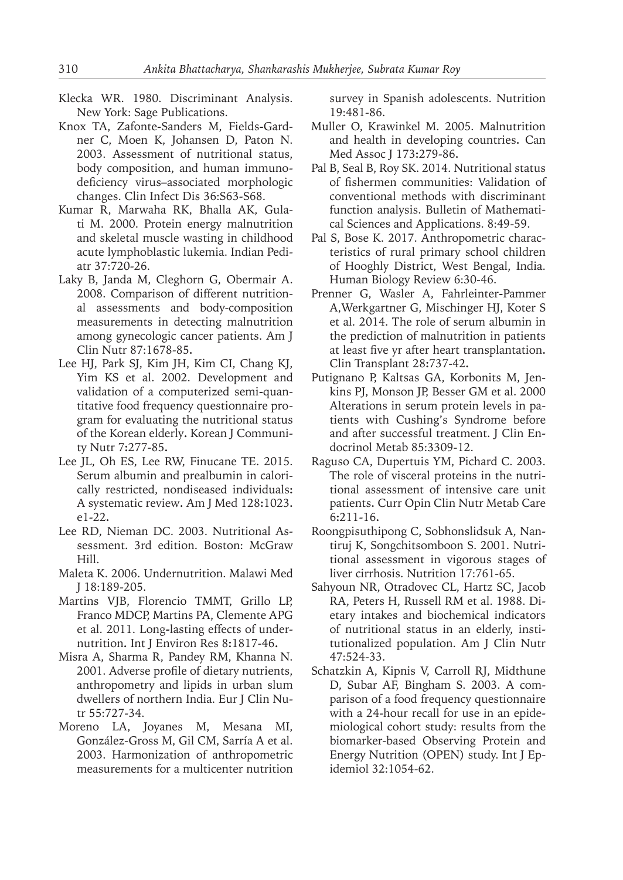Klecka WR. 1980. Discriminant Analysis. New York: Sage Publications.

Knox TA, Zafonte-Sanders M, Fields-Gardner C, Moen K, Johansen D, Paton N. 2003. Assessment of nutritional status, body composition, and human immunodeficiency virus–associated morphologic changes. Clin Infect Dis 36:S63-S68.

Kumar R, Marwaha RK, Bhalla AK, Gulati M. 2000. Protein energy malnutrition and skeletal muscle wasting in childhood acute lymphoblastic lukemia. Indian Pediatr 37:720-26.

Laky B, Janda M, Cleghorn G, Obermair A. 2008. Comparison of different nutritional assessments and body-composition measurements in detecting malnutrition among gynecologic cancer patients. Am J Clin Nutr 87:1678-85.

Lee HJ, Park SJ, Kim JH, Kim CI, Chang KJ, Yim KS et al. 2002. Development and validation of a computerized semi-quantitative food frequency questionnaire program for evaluating the nutritional status of the Korean elderly. Korean J Community Nutr 7:277-85.

Lee JL, Oh ES, Lee RW, Finucane TE. 2015. Serum albumin and prealbumin in calorically restricted, nondiseased individuals: A systematic review. Am J Med 128:1023.e1-22.

Lee RD, Nieman DC. 2003. Nutritional Assessment. 3rd edition. Boston: McGraw Hill.

Maleta K. 2006. Undernutrition. Malawi Med J 18:189-205.

Martins VJB, Florencio TMMT, Grillo LP, Franco MDCP, Martins PA, Clemente APG et al. 2011. Long-lasting effects of undernutrition. Int J Environ Res 8:1817-46.

Misra A, Sharma R, Pandey RM, Khanna N. 2001. Adverse profile of dietary nutrients, anthropometry and lipids in urban slum dwellers of northern India. Eur J Clin Nutr 55:727-34.

Moreno LA, Joyanes M, Mesana MI, González-Gross M, Gil CM, Sarría A et al. 2003. Harmonization of anthropometric measurements for a multicenter nutrition survey in Spanish adolescents. Nutrition 19:481-86.

Muller O, Krawinkel M. 2005. Malnutrition and health in developing countries. Can Med Assoc J 173:279-86.

Pal B, Seal B, Roy SK. 2014. Nutritional status of fishermen communities: Validation of conventional methods with discriminant function analysis. Bulletin of Mathematical Sciences and Applications. 8:49-59.

Pal S, Bose K. 2017. Anthropometric characteristics of rural primary school children of Hooghly District, West Bengal, India. Human Biology Review 6:30-46.

Prenner G, Wasler A, Fahrleinter-Pammer A,Werkgartner G, Mischinger HJ, Koter S et al. 2014. The role of serum albumin in the prediction of malnutrition in patients at least five yr after heart transplantation. Clin Transplant 28:737-42.

Putignano P, Kaltsas GA, Korbonits M, Jenkins PJ, Monson JP, Besser GM et al. 2000 Alterations in serum protein levels in patients with Cushing's Syndrome before and after successful treatment. J Clin Endocrinol Metab 85:3309-12.

Raguso CA, Dupertuis YM, Pichard C. 2003. The role of visceral proteins in the nutritional assessment of intensive care unit patients. Curr Opin Clin Nutr Metab Care 6:211-16.

Roongpisuthipong C, Sobhonslidsuk A, Nantiruj K, Songchitsomboon S. 2001. Nutritional assessment in vigorous stages of liver cirrhosis. Nutrition 17:761-65.

Sahyoun NR, Otradovec CL, Hartz SC, Jacob RA, Peters H, Russell RM et al. 1988. Dietary intakes and biochemical indicators of nutritional status in an elderly, institutionalized population. Am J Clin Nutr 47:524-33.

Schatzkin A, Kipnis V, Carroll RJ, Midthune D, Subar AF, Bingham S. 2003. A comparison of a food frequency questionnaire with a 24-hour recall for use in an epidemiological cohort study: results from the biomarker-based Observing Protein and Energy Nutrition (OPEN) study. Int J Epidemiol 32:1054-62.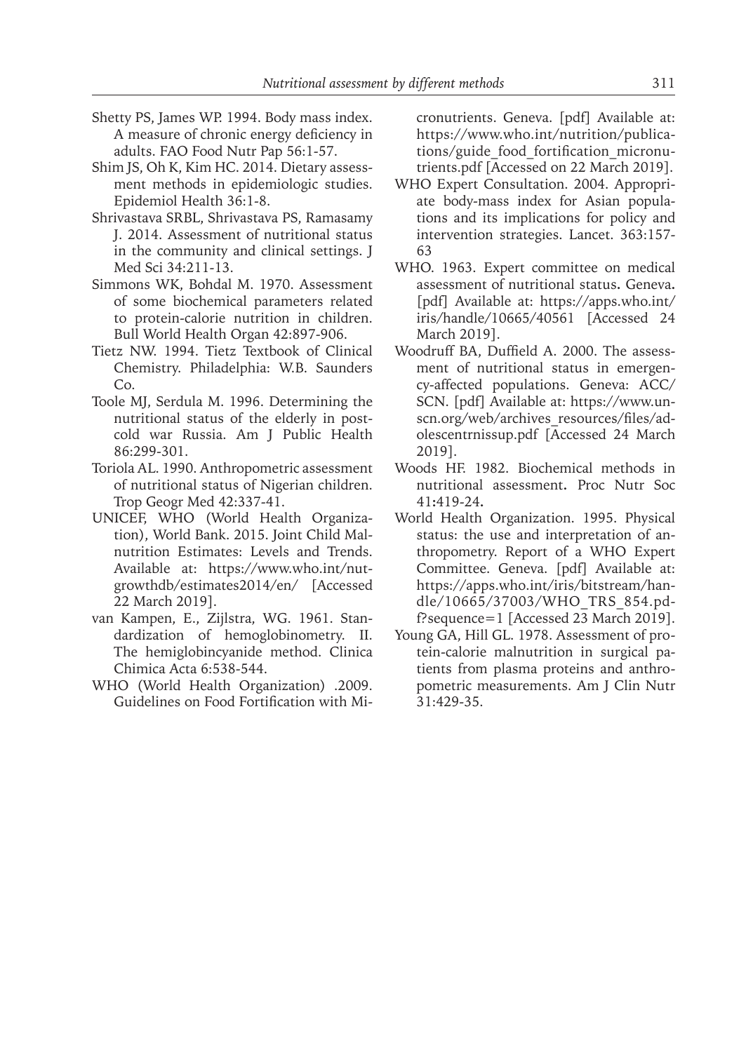Shetty PS, James WP. 1994. Body mass index. A measure of chronic energy deficiency in adults. FAO Food Nutr Pap 56:1-57.

Shim JS, Oh K, Kim HC. 2014. Dietary assessment methods in epidemiologic studies. Epidemiol Health 36:1-8.

Shrivastava SRBL, Shrivastava PS, Ramasamy J. 2014. Assessment of nutritional status in the community and clinical settings. J Med Sci 34:211-13.

Simmons WK, Bohdal M. 1970. Assessment of some biochemical parameters related to protein-calorie nutrition in children. Bull World Health Organ 42:897-906.

Tietz NW. 1994. Tietz Textbook of Clinical Chemistry. Philadelphia: W.B. Saunders Co.

Toole MJ, Serdula M. 1996. Determining the nutritional status of the elderly in post-cold war Russia. Am J Public Health 86:299-301.

Toriola AL. 1990. Anthropometric assessment of nutritional status of Nigerian children. Trop Geogr Med 42:337-41.

UNICEF, WHO (World Health Organization), World Bank. 2015. Joint Child Malnutrition Estimates: Levels and Trends. Available at: https://www.who.int/nutgrowthdb/estimates2014/en/ [Accessed 22 March 2019].

van Kampen, E., Zijlstra, WG. 1961. Standardization of hemoglobinometry. II. The hemiglobincyanide method. Clinica Chimica Acta 6:538-544.

WHO (World Health Organization) .2009. Guidelines on Food Fortification with Micronutrients. Geneva. [pdf] Available at: https://www.who.int/nutrition/publications/guide_food_fortification_micronutrients.pdf [Accessed on 22 March 2019].

WHO Expert Consultation. 2004. Appropriate body-mass index for Asian populations and its implications for policy and intervention strategies. Lancet. 363:157-63

WHO. 1963. Expert committee on medical assessment of nutritional status. Geneva. [pdf] Available at: https://apps.who.int/iris/handle/10665/40561 [Accessed 24 March 2019].

Woodruff BA, Duffield A. 2000. The assessment of nutritional status in emergency-affected populations. Geneva: ACC/SCN. [pdf] Available at: https://www.unscn.org/web/archives_resources/files/adolescentrnissup.pdf [Accessed 24 March 2019].

Woods HF. 1982. Biochemical methods in nutritional assessment. Proc Nutr Soc 41:419-24.

World Health Organization. 1995. Physical status: the use and interpretation of anthropometry. Report of a WHO Expert Committee. Geneva. [pdf] Available at: https://apps.who.int/iris/bitstream/handle/10665/37003/WHO_TRS_854.pdf?sequence=1 [Accessed 23 March 2019].

Young GA, Hill GL. 1978. Assessment of protein-calorie malnutrition in surgical patients from plasma proteins and anthropometric measurements. Am J Clin Nutr 31:429-35.